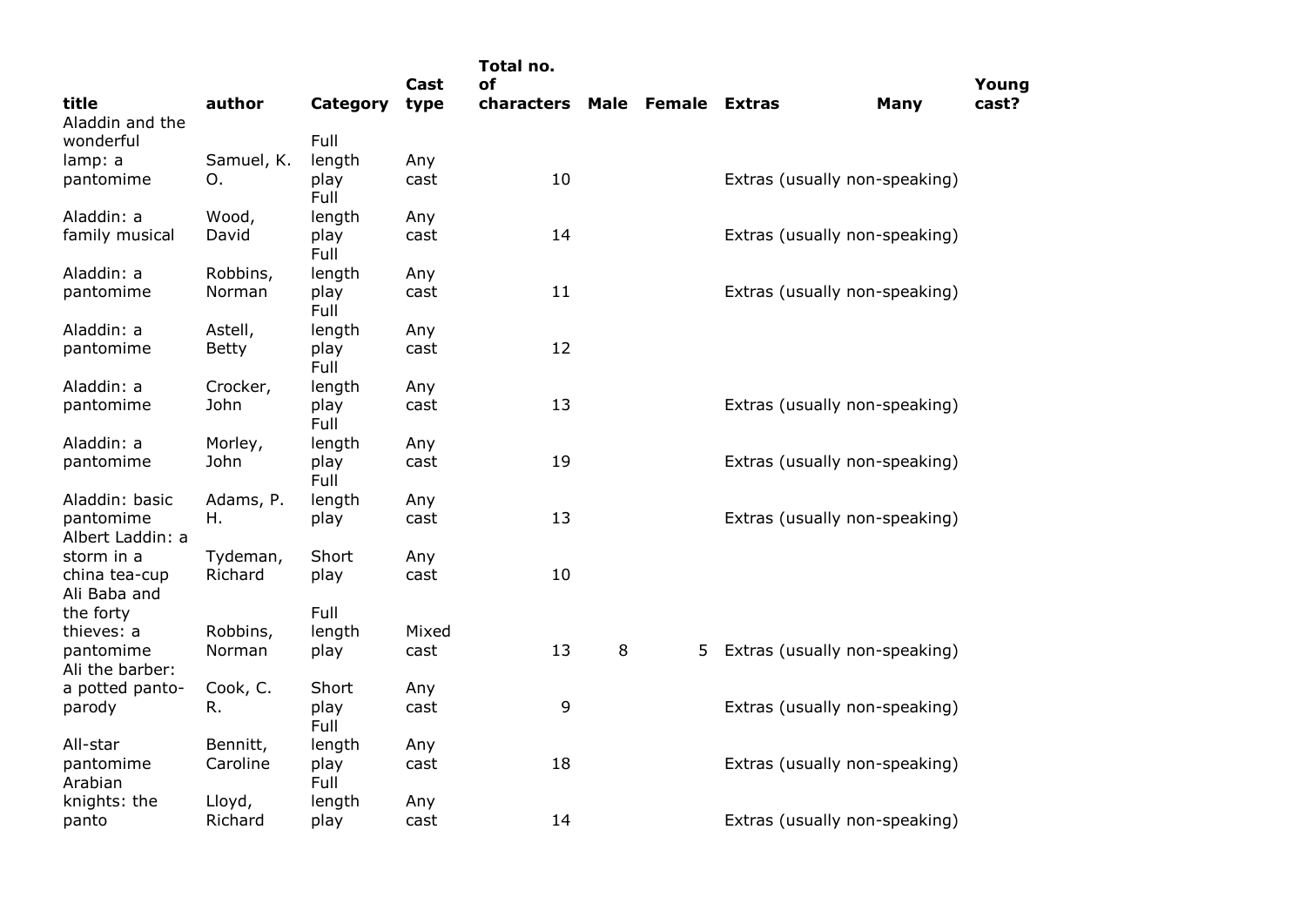| title | author | Category | Cast type | Total no. of characters | Male | Female | Extras | Many | Young cast? |
|---|---|---|---|---|---|---|---|---|---|
| Aladdin and the wonderful lamp: a pantomime | Samuel, K. O. | Full length play | Any cast | 10 | | | Extras (usually non-speaking) | | |
| Aladdin: a family musical | Wood, David | Full length play | Any cast | 14 | | | Extras (usually non-speaking) | | |
| Aladdin: a pantomime | Robbins, Norman | Full length play | Any cast | 11 | | | Extras (usually non-speaking) | | |
| Aladdin: a pantomime | Astell, Betty | Full length play | Any cast | 12 | | | | | |
| Aladdin: a pantomime | Crocker, John | Full length play | Any cast | 13 | | | Extras (usually non-speaking) | | |
| Aladdin: a pantomime | Morley, John | Full length play | Any cast | 19 | | | Extras (usually non-speaking) | | |
| Aladdin: basic pantomime | Adams, P. H. | Full length play | Any cast | 13 | | | Extras (usually non-speaking) | | |
| Albert Laddin: a storm in a china tea-cup | Tydeman, Richard | Short play | Any cast | 10 | | | | | |
| Ali Baba and the forty thieves: a pantomime | Robbins, Norman | Full length play | Mixed cast | 13 | 8 | 5 | Extras (usually non-speaking) | | |
| Ali the barber: a potted panto-parody | Cook, C. R. | Short play | Any cast | 9 | | | Extras (usually non-speaking) | | |
| All-star pantomime | Bennitt, Caroline | Full length play | Any cast | 18 | | | Extras (usually non-speaking) | | |
| Arabian knights: the panto | Lloyd, Richard | Full length play | Any cast | 14 | | | Extras (usually non-speaking) | | |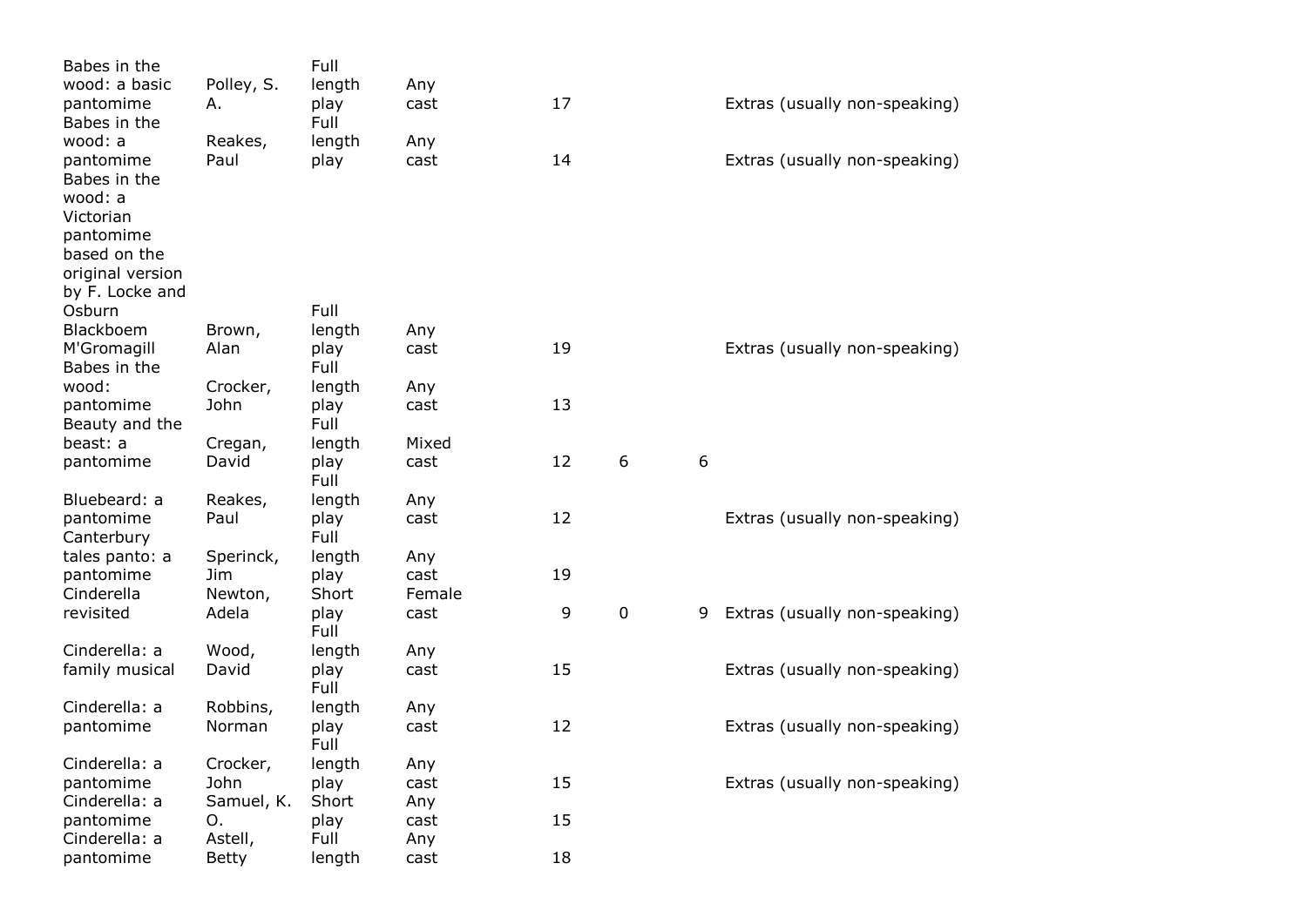| | | | | | | | |
|---|---|---|---|---|---|---|---|
| Babes in the wood: a basic pantomime | Polley, S. A. | Full length play | Any cast | 17 | | | Extras (usually non-speaking) |
| Babes in the wood: a pantomime | Reakes, Paul | Full length play | Any cast | 14 | | | Extras (usually non-speaking) |
| Babes in the wood: a Victorian pantomime based on the original version by F. Locke and Osburn Blackboem M'Gromagill | Brown, Alan | Full length play | Any cast | 19 | | | Extras (usually non-speaking) |
| Babes in the wood: pantomime | Crocker, John | Full length play | Any cast | 13 | | | |
| Beauty and the beast: a pantomime | Cregan, David | Full length play | Mixed cast | 12 | 6 | 6 | |
| Bluebeard: a pantomime | Reakes, Paul | Full length play | Any cast | 12 | | | Extras (usually non-speaking) |
| Canterbury tales panto: a pantomime | Sperinck, Jim | Full length play | Any cast | 19 | | | |
| Cinderella revisited | Newton, Adela | Short play | Female cast | 9 | 0 | 9 | Extras (usually non-speaking) |
| Cinderella: a family musical | Wood, David | Full length play | Any cast | 15 | | | Extras (usually non-speaking) |
| Cinderella: a pantomime | Robbins, Norman | Full length play | Any cast | 12 | | | Extras (usually non-speaking) |
| Cinderella: a pantomime | Crocker, John | Full length play | Any cast | 15 | | | Extras (usually non-speaking) |
| Cinderella: a pantomime | Samuel, K. O. | Short play | Any cast | 15 | | | |
| Cinderella: a pantomime | Astell, Betty | Full length | Any cast | 18 | | | |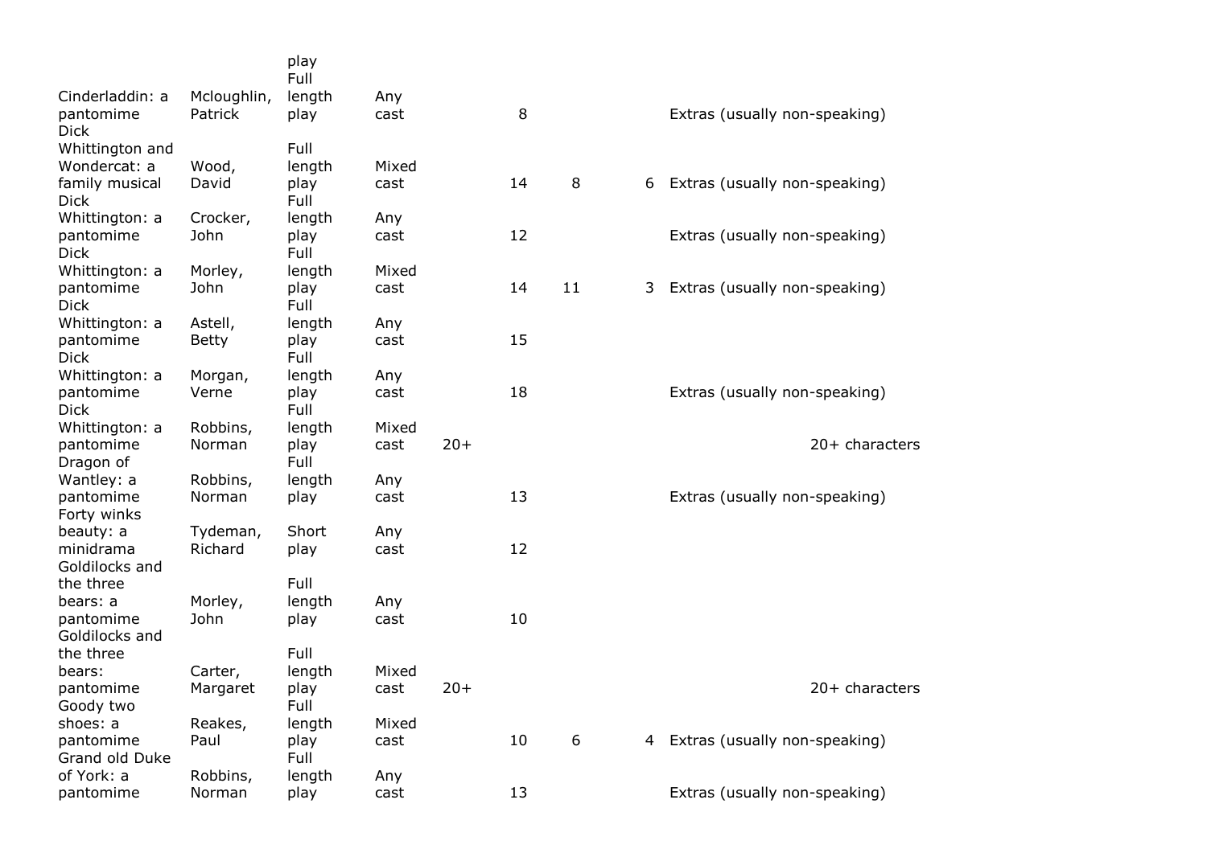| | | | | | | | | |
|---|---|---|---|---|---|---|---|---|
| | | play | | | | | | |
| Cinderladdin: a pantomime | Mcloughlin, Patrick | Full length play | Any cast | | 8 | | | Extras (usually non-speaking) |
| Dick Whittington and Wondercat: a family musical | Wood, David | Full length play | Mixed cast | | 14 | 8 | 6 | Extras (usually non-speaking) |
| Dick Whittington: a pantomime | Crocker, John | Full length play | Any cast | | 12 | | | Extras (usually non-speaking) |
| Dick Whittington: a pantomime | Morley, John | Full length play | Mixed cast | | 14 | 11 | 3 | Extras (usually non-speaking) |
| Dick Whittington: a pantomime | Astell, Betty | Full length play | Any cast | | 15 | | | |
| Dick Whittington: a pantomime | Morgan, Verne | Full length play | Any cast | | 18 | | | Extras (usually non-speaking) |
| Dick Whittington: a pantomime | Robbins, Norman | Full length play | Mixed cast | 20+ | | | | 20+ characters |
| Dragon of Wantley: a pantomime | Robbins, Norman | Full length play | Any cast | | 13 | | | Extras (usually non-speaking) |
| Forty winks beauty: a minidrama | Tydeman, Richard | Short play | Any cast | | 12 | | | |
| Goldilocks and the three bears: a pantomime | Morley, John | Full length play | Any cast | | 10 | | | |
| Goldilocks and the three bears: pantomime | Carter, Margaret | Full length play | Mixed cast | 20+ | | | | 20+ characters |
| Goody two shoes: a pantomime | Reakes, Paul | Full length play | Mixed cast | | 10 | 6 | 4 | Extras (usually non-speaking) |
| Grand old Duke of York: a pantomime | Robbins, Norman | Full length play | Any cast | | 13 | | | Extras (usually non-speaking) |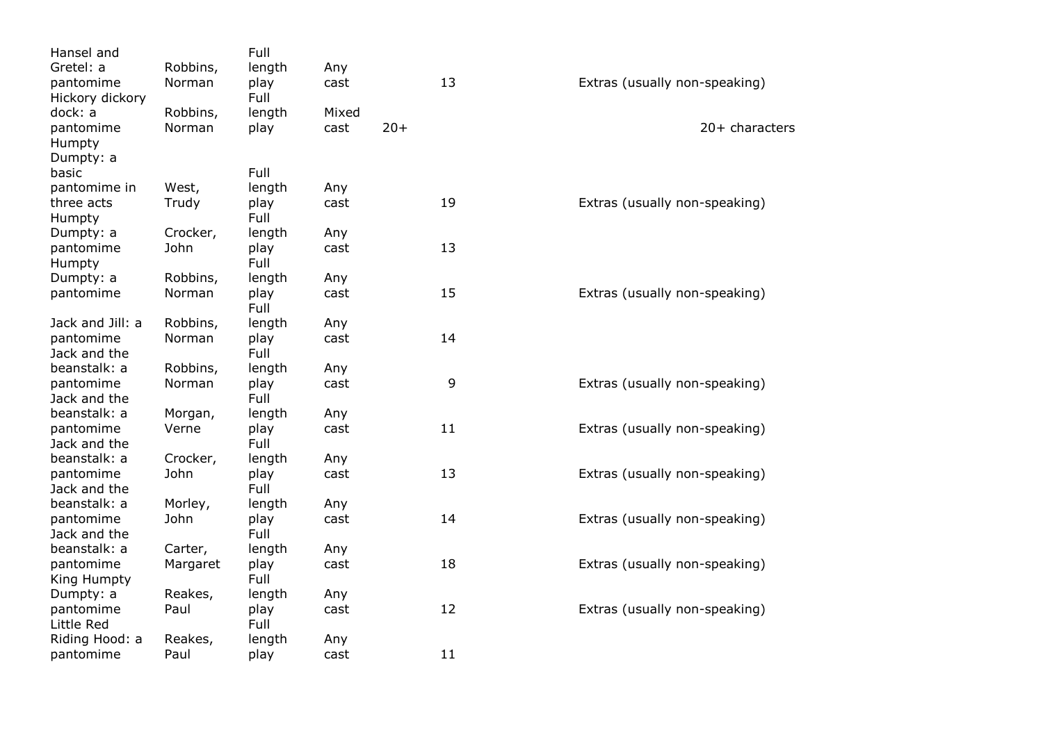| | | | | | | | |
|---|---|---|---|---|---|---|---|
| Hansel and Gretel: a pantomime | Robbins, Norman | Full length play | Any cast | | 13 | | Extras (usually non-speaking) |
| Hickory dickory dock: a pantomime | Robbins, Norman | Full length play | Mixed cast | 20+ | | | 20+ characters |
| Humpty Dumpty: a basic pantomime in three acts | West, Trudy | Full length play | Any cast | | 19 | | Extras (usually non-speaking) |
| Humpty Dumpty: a pantomime | Crocker, John | Full length play | Any cast | | 13 | | |
| Humpty Dumpty: a pantomime | Robbins, Norman | Full length play | Any cast | | 15 | | Extras (usually non-speaking) |
| Jack and Jill: a pantomime | Robbins, Norman | Full length play | Any cast | | 14 | | |
| Jack and the beanstalk: a pantomime | Robbins, Norman | Full length play | Any cast | | 9 | | Extras (usually non-speaking) |
| Jack and the beanstalk: a pantomime | Morgan, Verne | Full length play | Any cast | | 11 | | Extras (usually non-speaking) |
| Jack and the beanstalk: a pantomime | Crocker, John | Full length play | Any cast | | 13 | | Extras (usually non-speaking) |
| Jack and the beanstalk: a pantomime | Morley, John | Full length play | Any cast | | 14 | | Extras (usually non-speaking) |
| Jack and the beanstalk: a pantomime | Carter, Margaret | Full length play | Any cast | | 18 | | Extras (usually non-speaking) |
| King Humpty Dumpty: a pantomime | Reakes, Paul | Full length play | Any cast | | 12 | | Extras (usually non-speaking) |
| Little Red Riding Hood: a pantomime | Reakes, Paul | Full length play | Any cast | | 11 | | |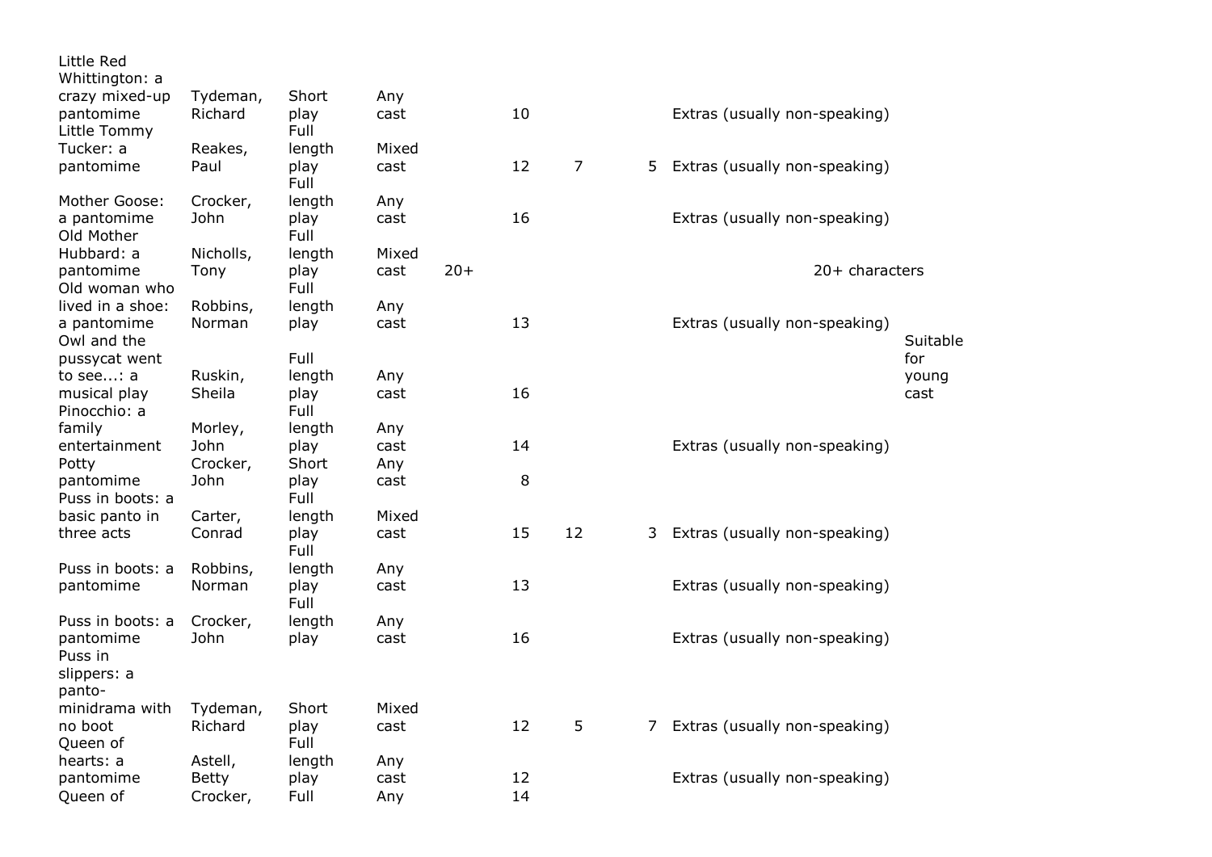| | | | | | | | | | |
|---|---|---|---|---|---|---|---|---|---|
| Little Red Whittington: a crazy mixed-up pantomime | Tydeman, Richard | Short play | Any cast | | 10 | | | Extras (usually non-speaking) | |
| Little Tommy Tucker: a pantomime | Reakes, Paul | Full length play | Mixed cast | | 12 | 7 | 5 | Extras (usually non-speaking) | |
| Mother Goose: a pantomime | Crocker, John | Full length play | Any cast | | 16 | | | Extras (usually non-speaking) | |
| Old Mother Hubbard: a pantomime | Nicholls, Tony | Full length play | Mixed cast | 20+ | | | | 20+ characters | |
| Old woman who lived in a shoe: a pantomime | Robbins, Norman | Full length play | Any cast | | 13 | | | Extras (usually non-speaking) | |
| Owl and the pussycat went to see...: a musical play | Ruskin, Sheila | Full length play | Any cast | | 16 | | | | Suitable for young cast |
| Pinocchio: a family entertainment | Morley, John | Full length play | Any cast | | 14 | | | Extras (usually non-speaking) | |
| Potty pantomime | Crocker, John | Short play | Any cast | | 8 | | | | |
| Puss in boots: a basic panto in three acts | Carter, Conrad | Full length play | Mixed cast | | 15 | 12 | 3 | Extras (usually non-speaking) | |
| Puss in boots: a pantomime | Robbins, Norman | Full length play | Any cast | | 13 | | | Extras (usually non-speaking) | |
| Puss in boots: a pantomime | Crocker, John | Full length play | Any cast | | 16 | | | Extras (usually non-speaking) | |
| Puss in slippers: a panto-minidrama with no boot | Tydeman, Richard | Short play | Mixed cast | | 12 | 5 | 7 | Extras (usually non-speaking) | |
| Queen of hearts: a pantomime | Astell, Betty | Full length play | Any cast | | 12 | | | Extras (usually non-speaking) | |
| Queen of | Crocker, | Full | Any | | 14 | | | | |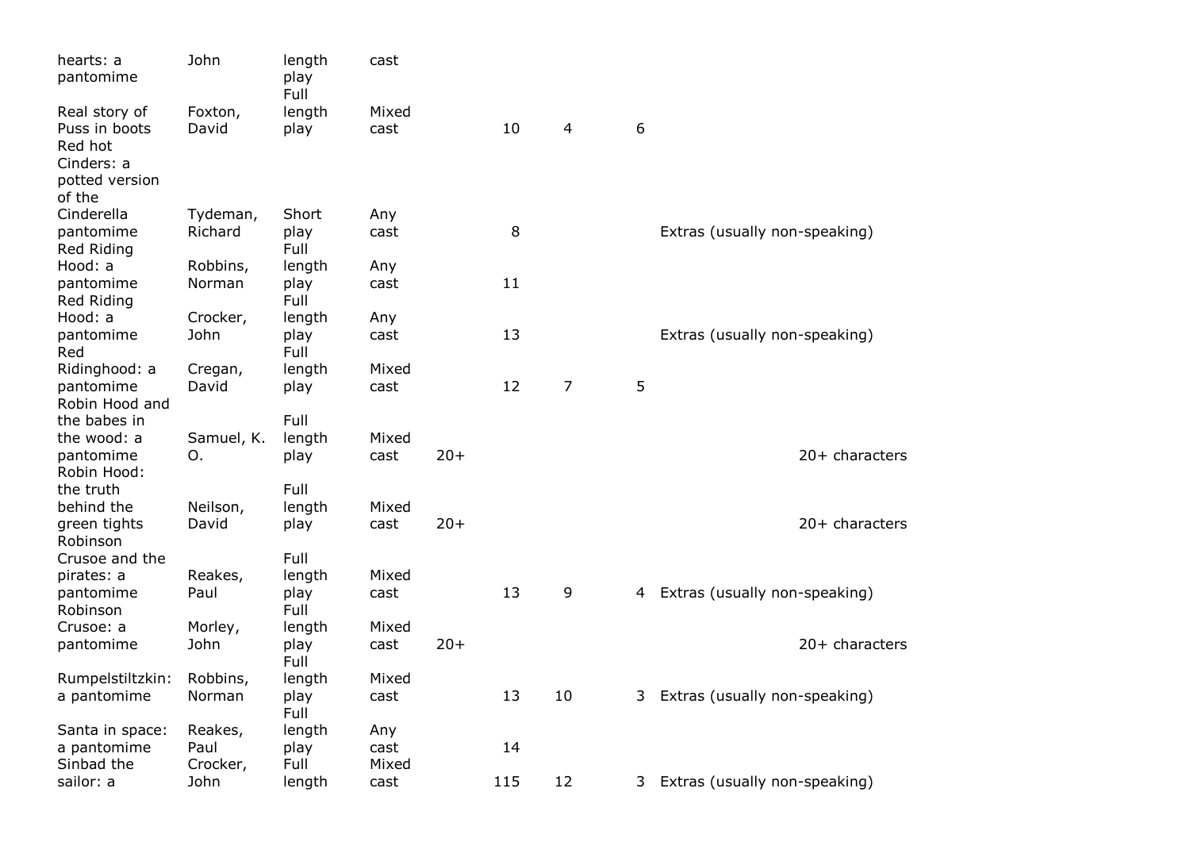| | | | | | | | | |
|---|---|---|---|---|---|---|---|---|
| hearts: a pantomime | John | length play | cast | | | | | |
| Real story of Puss in boots | Foxton, David | Full length play | Mixed cast | | 10 | 4 | 6 | |
| Red hot Cinders: a potted version of the Cinderella pantomime | Tydeman, Richard | Short play | Any cast | | 8 | | | Extras (usually non-speaking) |
| Red Riding Hood: a pantomime | Robbins, Norman | Full length play | Any cast | | 11 | | | |
| Red Riding Hood: a pantomime | Crocker, John | Full length play | Any cast | | 13 | | | Extras (usually non-speaking) |
| Red Ridinghood: a pantomime | Cregan, David | Full length play | Mixed cast | | 12 | 7 | 5 | |
| Robin Hood and the babes in the wood: a pantomime | Samuel, K. O. | Full length play | Mixed cast | 20+ | | | | 20+ characters |
| Robin Hood: the truth behind the green tights | Neilson, David | Full length play | Mixed cast | 20+ | | | | 20+ characters |
| Robinson Crusoe and the pirates: a pantomime | Reakes, Paul | Full length play | Mixed cast | | 13 | 9 | 4 | Extras (usually non-speaking) |
| Robinson Crusoe: a pantomime | Morley, John | Full length play | Mixed cast | 20+ | | | | 20+ characters |
| Rumpelstiltzkin: a pantomime | Robbins, Norman | Full length play | Mixed cast | | 13 | 10 | 3 | Extras (usually non-speaking) |
| Santa in space: a pantomime | Reakes, Paul | Full length play | Any cast | | 14 | | | |
| Sinbad the sailor: a | Crocker, John | Full length | Mixed cast | | 115 | 12 | 3 | Extras (usually non-speaking) |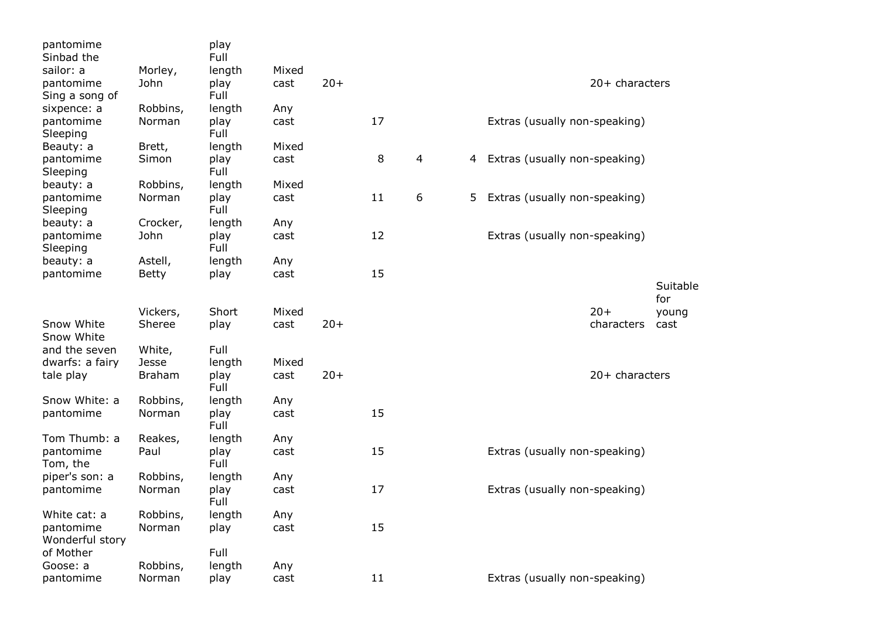| | | | | | | | | | | |
|---|---|---|---|---|---|---|---|---|---|---|
| pantomime | | play | | | | | | | | |
| Sinbad the sailor: a pantomime | Morley, John | Full length play | Mixed cast | 20+ | | | | | 20+ characters | |
| Sing a song of sixpence: a pantomime | Robbins, Norman | Full length play | Any cast | | 17 | | | Extras (usually non-speaking) | | |
| Sleeping Beauty: a pantomime | Brett, Simon | Full length play | Mixed cast | | 8 | 4 | 4 | Extras (usually non-speaking) | | |
| Sleeping beauty: a pantomime | Robbins, Norman | Full length play | Mixed cast | | 11 | 6 | 5 | Extras (usually non-speaking) | | |
| Sleeping beauty: a pantomime | Crocker, John | Full length play | Any cast | | 12 | | | Extras (usually non-speaking) | | |
| Sleeping beauty: a pantomime | Astell, Betty | Full length play | Any cast | | 15 | | | | | |
| Snow White | Vickers, Sheree | Short play | Mixed cast | 20+ | | | | | 20+ characters | Suitable for young cast |
| Snow White and the seven dwarfs: a fairy tale play | White, Jesse Braham | Full length play | Mixed cast | 20+ | | | | | 20+ characters | |
| Snow White: a pantomime | Robbins, Norman | Full length play | Any cast | | 15 | | | | | |
| Tom Thumb: a pantomime | Reakes, Paul | Full length play | Any cast | | 15 | | | Extras (usually non-speaking) | | |
| Tom, the piper's son: a pantomime | Robbins, Norman | Full length play | Any cast | | 17 | | | Extras (usually non-speaking) | | |
| White cat: a pantomime | Robbins, Norman | Full length play | Any cast | | 15 | | | | | |
| Wonderful story of Mother Goose: a pantomime | Robbins, Norman | Full length play | Any cast | | 11 | | | Extras (usually non-speaking) | | |